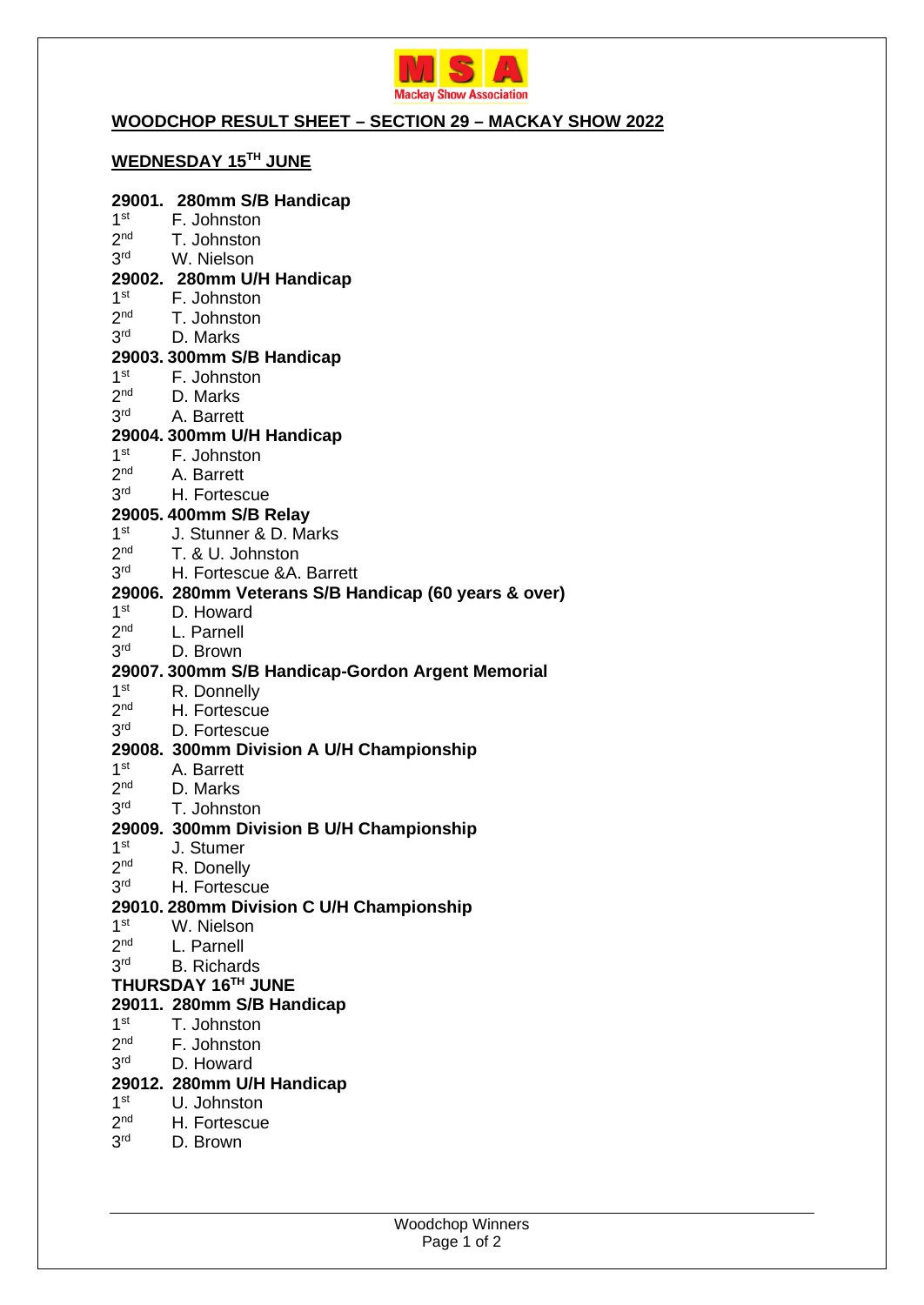MSA
Mackay Show Association

## WOODCHOP RESULT SHEET – SECTION 29 – MACKAY SHOW 2022

### WEDNESDAY 15TH JUNE

**29001. 280mm S/B Handicap**
1st F. Johnston
2nd T. Johnston
3rd W. Nielson

**29002. 280mm U/H Handicap**
1st F. Johnston
2nd T. Johnston
3rd D. Marks

**29003. 300mm S/B Handicap**
1st F. Johnston
2nd D. Marks
3rd A. Barrett

**29004. 300mm U/H Handicap**
1st F. Johnston
2nd A. Barrett
3rd H. Fortescue

**29005. 400mm S/B Relay**
1st J. Stunner & D. Marks
2nd T. & U. Johnston
3rd H. Fortescue &A. Barrett

**29006. 280mm Veterans S/B Handicap (60 years & over)**
1st D. Howard
2nd L. Parnell
3rd D. Brown

**29007. 300mm S/B Handicap-Gordon Argent Memorial**
1st R. Donnelly
2nd H. Fortescue
3rd D. Fortescue

**29008. 300mm Division A U/H Championship**
1st A. Barrett
2nd D. Marks
3rd T. Johnston

**29009. 300mm Division B U/H Championship**
1st J. Stumer
2nd R. Donelly
3rd H. Fortescue

**29010. 280mm Division C U/H Championship**
1st W. Nielson
2nd L. Parnell
3rd B. Richards

### THURSDAY 16TH JUNE

**29011. 280mm S/B Handicap**
1st T. Johnston
2nd F. Johnston
3rd D. Howard

**29012. 280mm U/H Handicap**
1st U. Johnston
2nd H. Fortescue
3rd D. Brown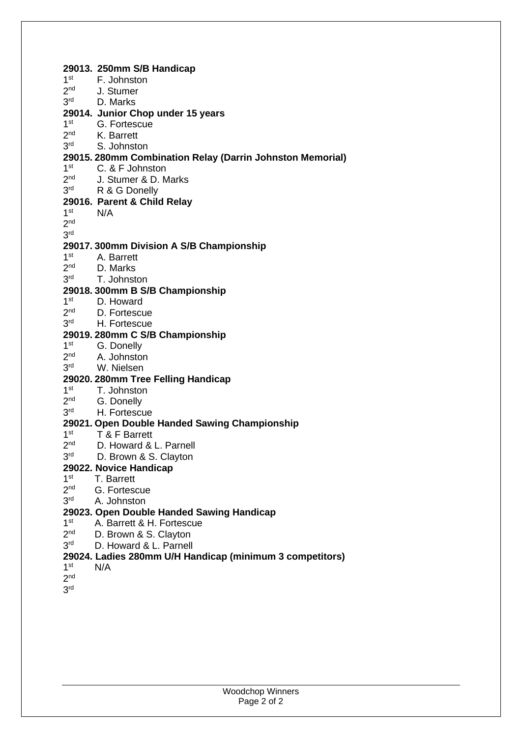**29013. 250mm S/B Handicap**

1st F. Johnston
2nd J. Stumer
3rd D. Marks

**29014. Junior Chop under 15 years**

1st G. Fortescue
2nd K. Barrett
3rd S. Johnston

**29015. 280mm Combination Relay (Darrin Johnston Memorial)**

1st C. & F Johnston
2nd J. Stumer & D. Marks
3rd R & G Donelly

**29016. Parent & Child Relay**

1st N/A
2nd
3rd

**29017. 300mm Division A S/B Championship**

1st A. Barrett
2nd D. Marks
3rd T. Johnston

**29018. 300mm B S/B Championship**

1st D. Howard
2nd D. Fortescue
3rd H. Fortescue

**29019. 280mm C S/B Championship**

1st G. Donelly
2nd A. Johnston
3rd W. Nielsen

**29020. 280mm Tree Felling Handicap**

1st T. Johnston
2nd G. Donelly
3rd H. Fortescue

**29021. Open Double Handed Sawing Championship**

1st T & F Barrett
2nd D. Howard & L. Parnell
3rd D. Brown & S. Clayton

**29022. Novice Handicap**

1st T. Barrett
2nd G. Fortescue
3rd A. Johnston

**29023. Open Double Handed Sawing Handicap**

1st A. Barrett & H. Fortescue
2nd D. Brown & S. Clayton
3rd D. Howard & L. Parnell

**29024. Ladies 280mm U/H Handicap (minimum 3 competitors)**

1st N/A
2nd
3rd